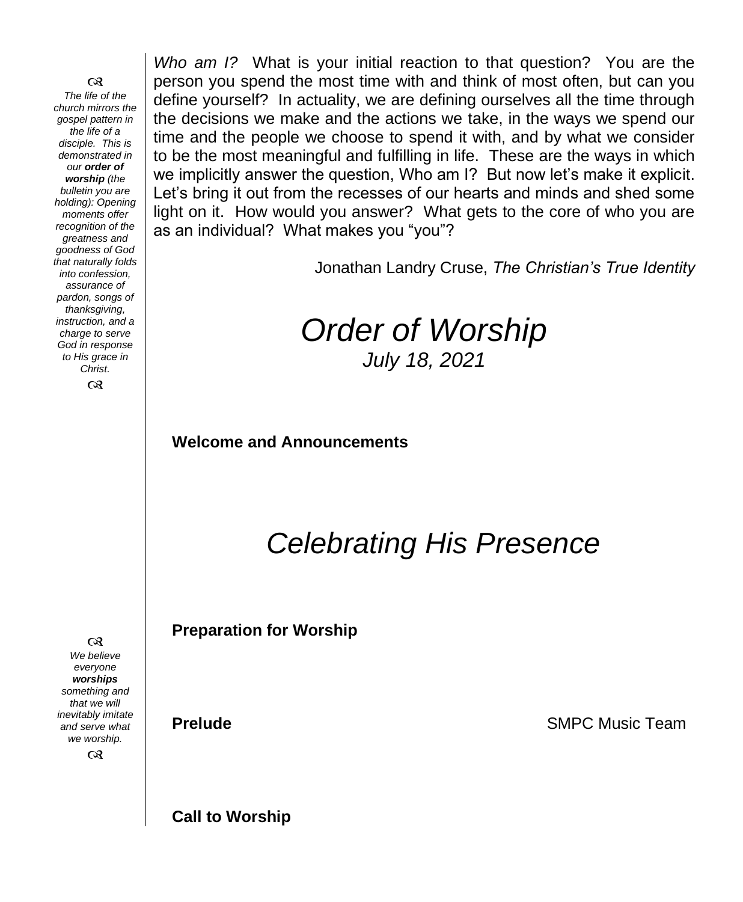*The life of the church mirrors the gospel pattern in the life of a disciple. This is demonstrated in our **order of worship** (the bulletin you are holding): Opening moments offer recognition of the greatness and goodness of God that naturally folds into confession, assurance of pardon, songs of thanksgiving, instruction, and a charge to serve God in response to His grace in Christ.*

*Who am I?* What is your initial reaction to that question? You are the person you spend the most time with and think of most often, but can you define yourself? In actuality, we are defining ourselves all the time through the decisions we make and the actions we take, in the ways we spend our time and the people we choose to spend it with, and by what we consider to be the most meaningful and fulfilling in life. These are the ways in which we implicitly answer the question, Who am I? But now let's make it explicit. Let's bring it out from the recesses of our hearts and minds and shed some light on it. How would you answer? What gets to the core of who you are as an individual? What makes you "you"?

Jonathan Landry Cruse, *The Christian's True Identity*

# *Order of Worship*

*July 18, 2021*

**Welcome and Announcements**

# *Celebrating His Presence*

*We believe everyone **worships** something and that we will inevitably imitate and serve what we worship.*

**Preparation for Worship**

**Prelude** SMPC Music Team

**Call to Worship**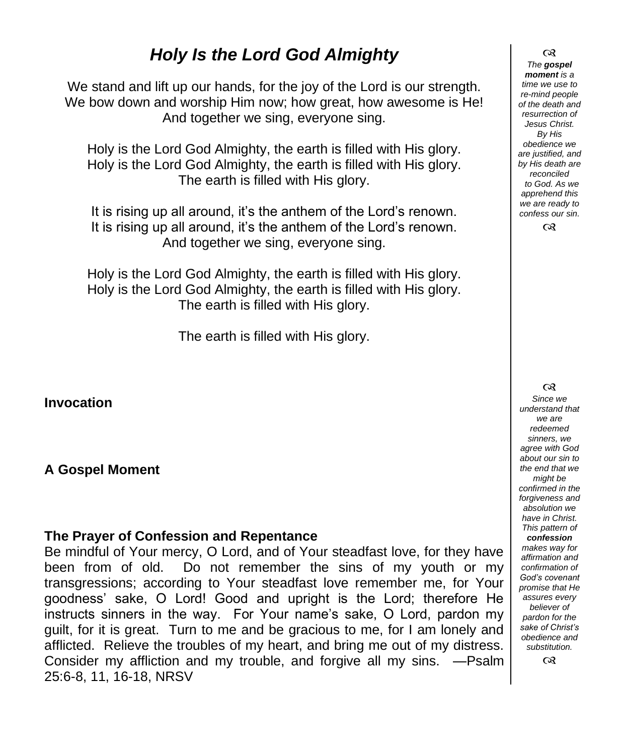# *Holy Is the Lord God Almighty*

We stand and lift up our hands, for the joy of the Lord is our strength.
We bow down and worship Him now; how great, how awesome is He!
And together we sing, everyone sing.

Holy is the Lord God Almighty, the earth is filled with His glory.
Holy is the Lord God Almighty, the earth is filled with His glory.
The earth is filled with His glory.

It is rising up all around, it's the anthem of the Lord's renown.
It is rising up all around, it's the anthem of the Lord's renown.
And together we sing, everyone sing.

Holy is the Lord God Almighty, the earth is filled with His glory.
Holy is the Lord God Almighty, the earth is filled with His glory.
The earth is filled with His glory.

The earth is filled with His glory.

**Invocation**

**A Gospel Moment**

*The **gospel moment** is a time we use to re-mind people of the death and resurrection of Jesus Christ. By His obedience we are justified, and by His death are reconciled to God. As we apprehend this we are ready to confess our sin.*

**The Prayer of Confession and Repentance**

Be mindful of Your mercy, O Lord, and of Your steadfast love, for they have been from of old. Do not remember the sins of my youth or my transgressions; according to Your steadfast love remember me, for Your goodness' sake, O Lord! Good and upright is the Lord; therefore He instructs sinners in the way. For Your name's sake, O Lord, pardon my guilt, for it is great. Turn to me and be gracious to me, for I am lonely and afflicted. Relieve the troubles of my heart, and bring me out of my distress. Consider my affliction and my trouble, and forgive all my sins. —Psalm 25:6-8, 11, 16-18, NRSV

*Since we understand that we are redeemed sinners, we agree with God about our sin to the end that we might be confirmed in the forgiveness and absolution we have in Christ. This pattern of **confession** makes way for affirmation and confirmation of God's covenant promise that He assures every believer of pardon for the sake of Christ's obedience and substitution.*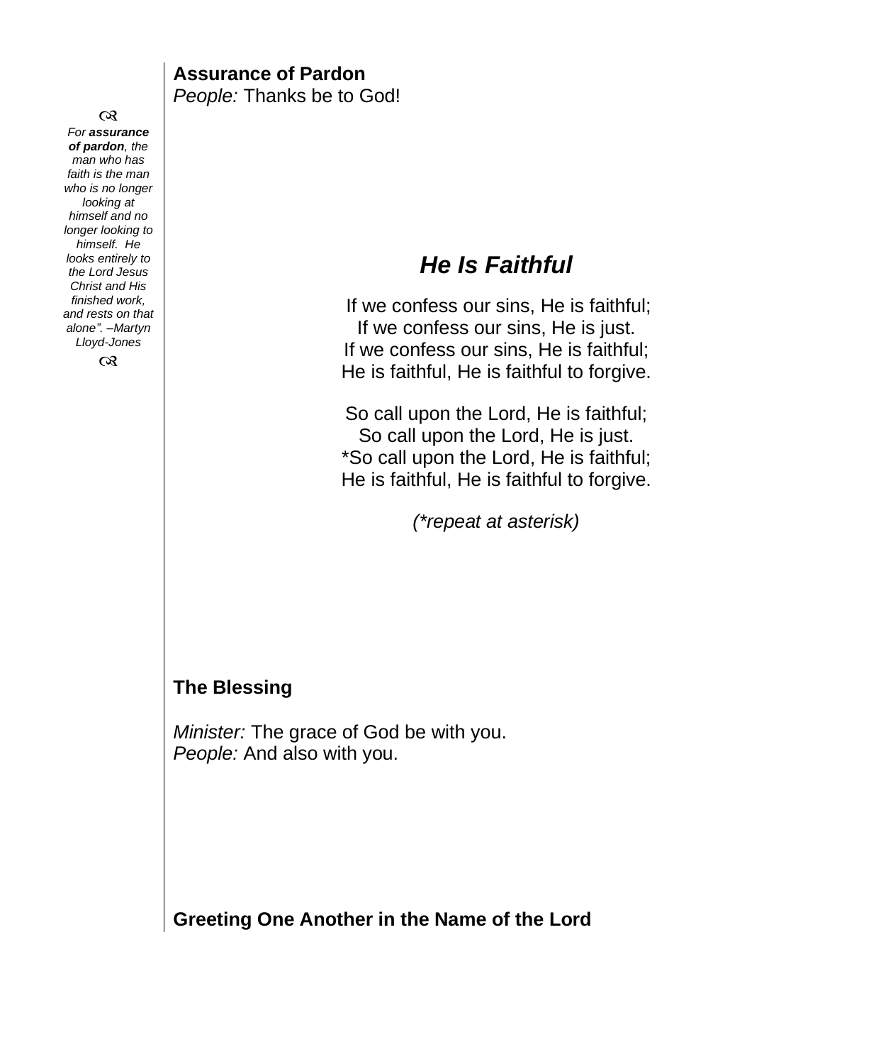**Assurance of Pardon**
*People:* Thanks be to God!

> ଓ
>
> *For **assurance of pardon**, the man who has faith is the man who is no longer looking at himself and no longer looking to himself. He looks entirely to the Lord Jesus Christ and His finished work, and rests on that alone". –Martyn Lloyd-Jones*
>
> ଓ

## *He Is Faithful*

If we confess our sins, He is faithful;
If we confess our sins, He is just.
If we confess our sins, He is faithful;
He is faithful, He is faithful to forgive.

So call upon the Lord, He is faithful;
So call upon the Lord, He is just.
*So call upon the Lord, He is faithful;
He is faithful, He is faithful to forgive.

*(*repeat at asterisk)*

**The Blessing**

*Minister:* The grace of God be with you.
*People:* And also with you.

**Greeting One Another in the Name of the Lord**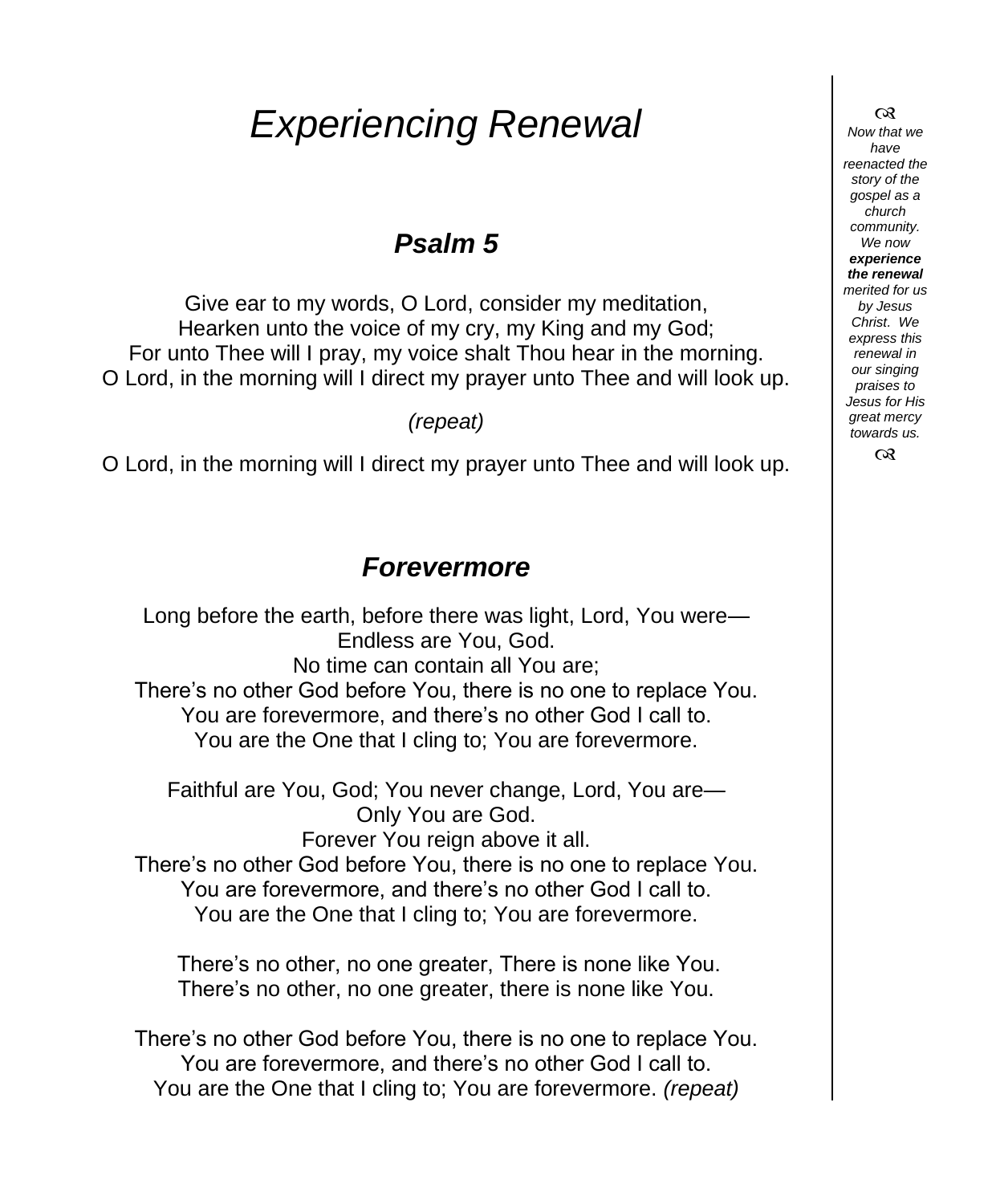# *Experiencing Renewal*

## ***Psalm 5***

Give ear to my words, O Lord, consider my meditation,
Hearken unto the voice of my cry, my King and my God;
For unto Thee will I pray, my voice shalt Thou hear in the morning.
O Lord, in the morning will I direct my prayer unto Thee and will look up.

*(repeat)*

O Lord, in the morning will I direct my prayer unto Thee and will look up.

## ***Forevermore***

Long before the earth, before there was light, Lord, You were—
Endless are You, God.
No time can contain all You are;
There's no other God before You, there is no one to replace You.
You are forevermore, and there's no other God I call to.
You are the One that I cling to; You are forevermore.

Faithful are You, God; You never change, Lord, You are—
Only You are God.
Forever You reign above it all.
There's no other God before You, there is no one to replace You.
You are forevermore, and there's no other God I call to.
You are the One that I cling to; You are forevermore.

There's no other, no one greater, There is none like You.
There's no other, no one greater, there is none like You.

There's no other God before You, there is no one to replace You.
You are forevermore, and there's no other God I call to.
You are the One that I cling to; You are forevermore. *(repeat)*

---

*Now that we have reenacted the story of the gospel as a church community. We now* ***experience the renewal*** *merited for us by Jesus Christ. We express this renewal in our singing praises to Jesus for His great mercy towards us.*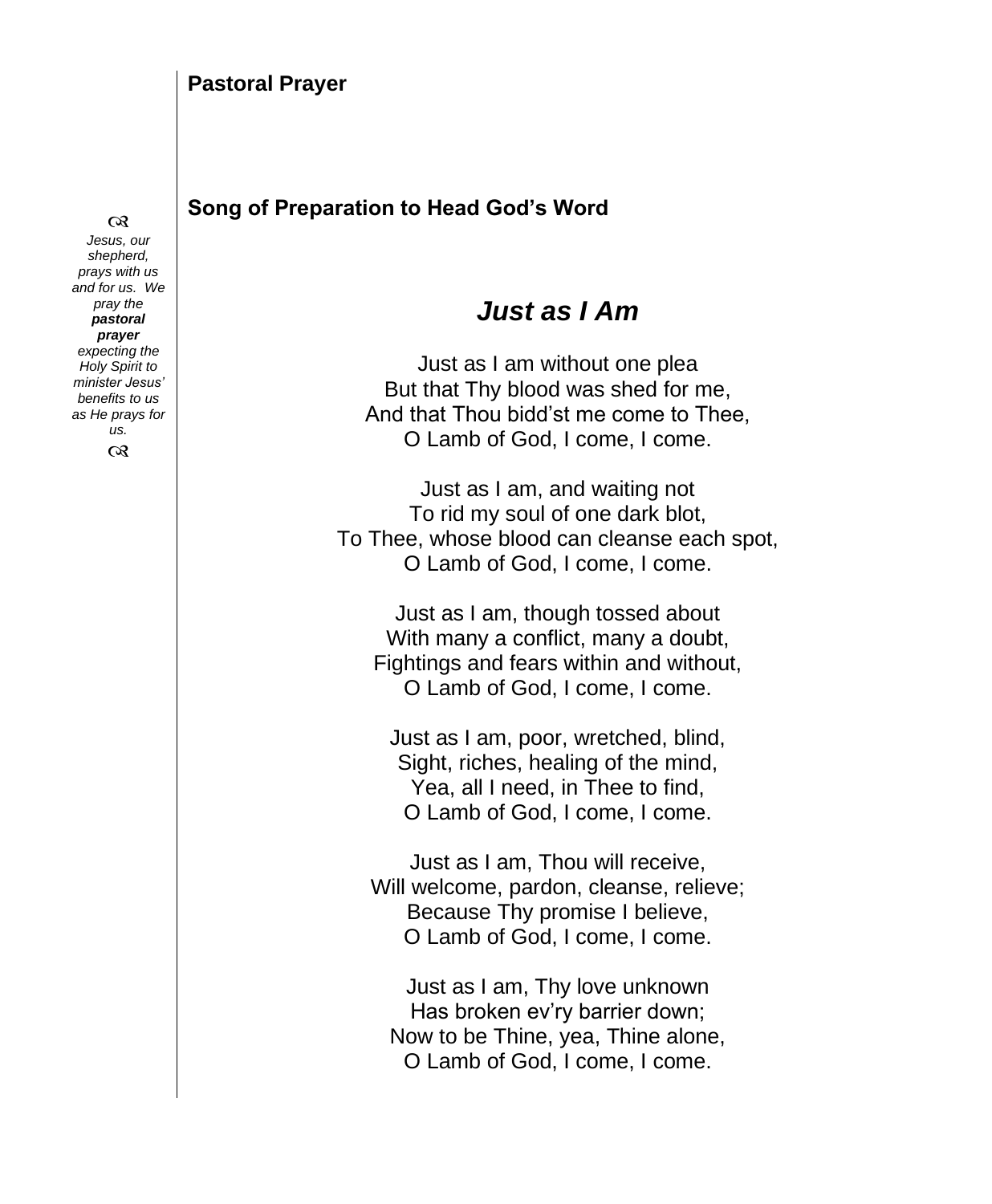## Pastoral Prayer

## Song of Preparation to Head God's Word

଺

*Jesus, our shepherd, prays with us and for us. We pray the* ***pastoral prayer*** *expecting the Holy Spirit to minister Jesus' benefits to us as He prays for us.*

଺

# *Just as I Am*

Just as I am without one plea
But that Thy blood was shed for me,
And that Thou bidd'st me come to Thee,
O Lamb of God, I come, I come.

Just as I am, and waiting not
To rid my soul of one dark blot,
To Thee, whose blood can cleanse each spot,
O Lamb of God, I come, I come.

Just as I am, though tossed about
With many a conflict, many a doubt,
Fightings and fears within and without,
O Lamb of God, I come, I come.

Just as I am, poor, wretched, blind,
Sight, riches, healing of the mind,
Yea, all I need, in Thee to find,
O Lamb of God, I come, I come.

Just as I am, Thou will receive,
Will welcome, pardon, cleanse, relieve;
Because Thy promise I believe,
O Lamb of God, I come, I come.

Just as I am, Thy love unknown
Has broken ev'ry barrier down;
Now to be Thine, yea, Thine alone,
O Lamb of God, I come, I come.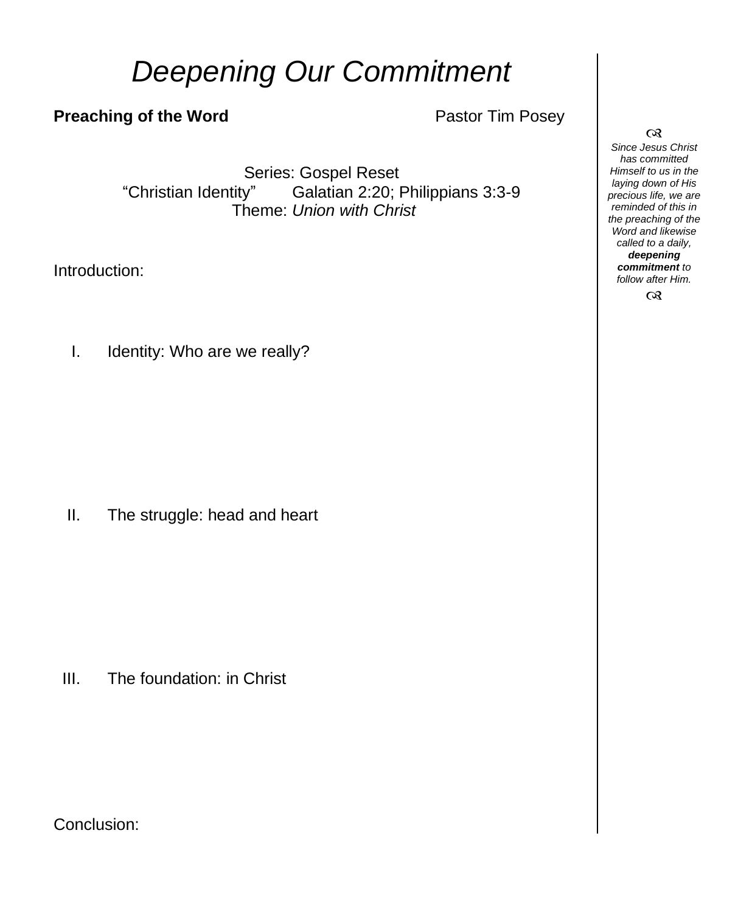# *Deepening Our Commitment*

**Preaching of the Word** Pastor Tim Posey

Series: Gospel Reset
"Christian Identity" Galatian 2:20; Philippians 3:3-9
Theme: *Union with Christ*

Introduction:

I. Identity: Who are we really?

II. The struggle: head and heart

III. The foundation: in Christ

Conclusion:

*Since Jesus Christ has committed Himself to us in the laying down of His precious life, we are reminded of this in the preaching of the Word and likewise called to a daily,* ***deepening commitment*** *to follow after Him.*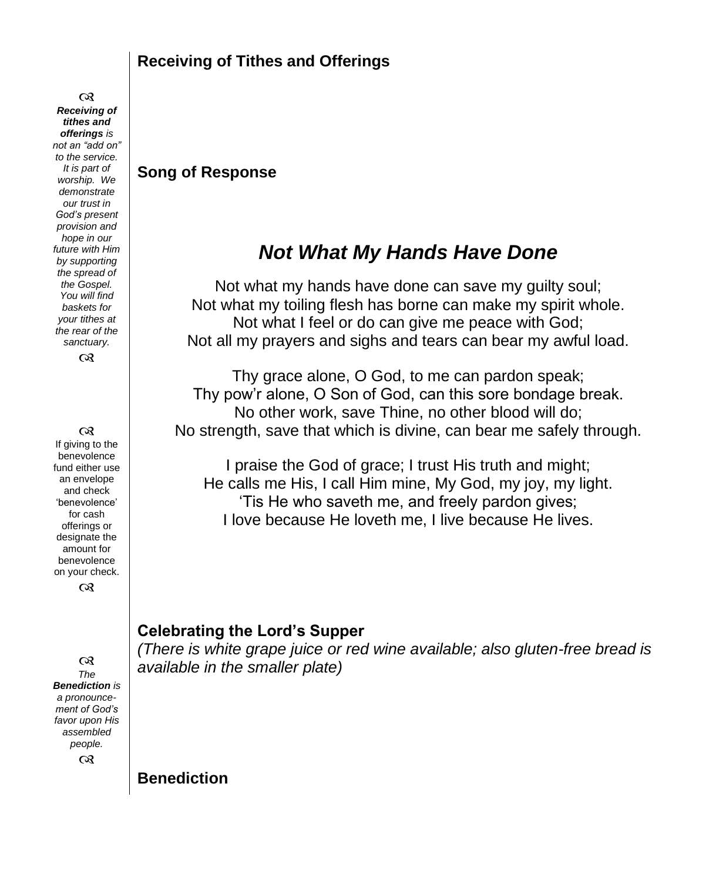## Receiving of Tithes and Offerings

☙
***Receiving of tithes and offerings** is not an "add on" to the service. It is part of worship. We demonstrate our trust in God's present provision and hope in our future with Him by supporting the spread of the Gospel. You will find baskets for your tithes at the rear of the sanctuary.*
☙

## Song of Response

# *Not What My Hands Have Done*

Not what my hands have done can save my guilty soul;
Not what my toiling flesh has borne can make my spirit whole.
Not what I feel or do can give me peace with God;
Not all my prayers and sighs and tears can bear my awful load.

Thy grace alone, O God, to me can pardon speak;
Thy pow'r alone, O Son of God, can this sore bondage break.
No other work, save Thine, no other blood will do;
No strength, save that which is divine, can bear me safely through.

I praise the God of grace; I trust His truth and might;
He calls me His, I call Him mine, My God, my joy, my light.
'Tis He who saveth me, and freely pardon gives;
I love because He loveth me, I live because He lives.

☙
If giving to the benevolence fund either use an envelope and check 'benevolence' for cash offerings or designate the amount for benevolence on your check.
☙

## Celebrating the Lord's Supper

*(There is white grape juice or red wine available; also gluten-free bread is available in the smaller plate)*

☙
*The **Benediction** is a pronouncement of God's favor upon His assembled people.*
☙

## Benediction